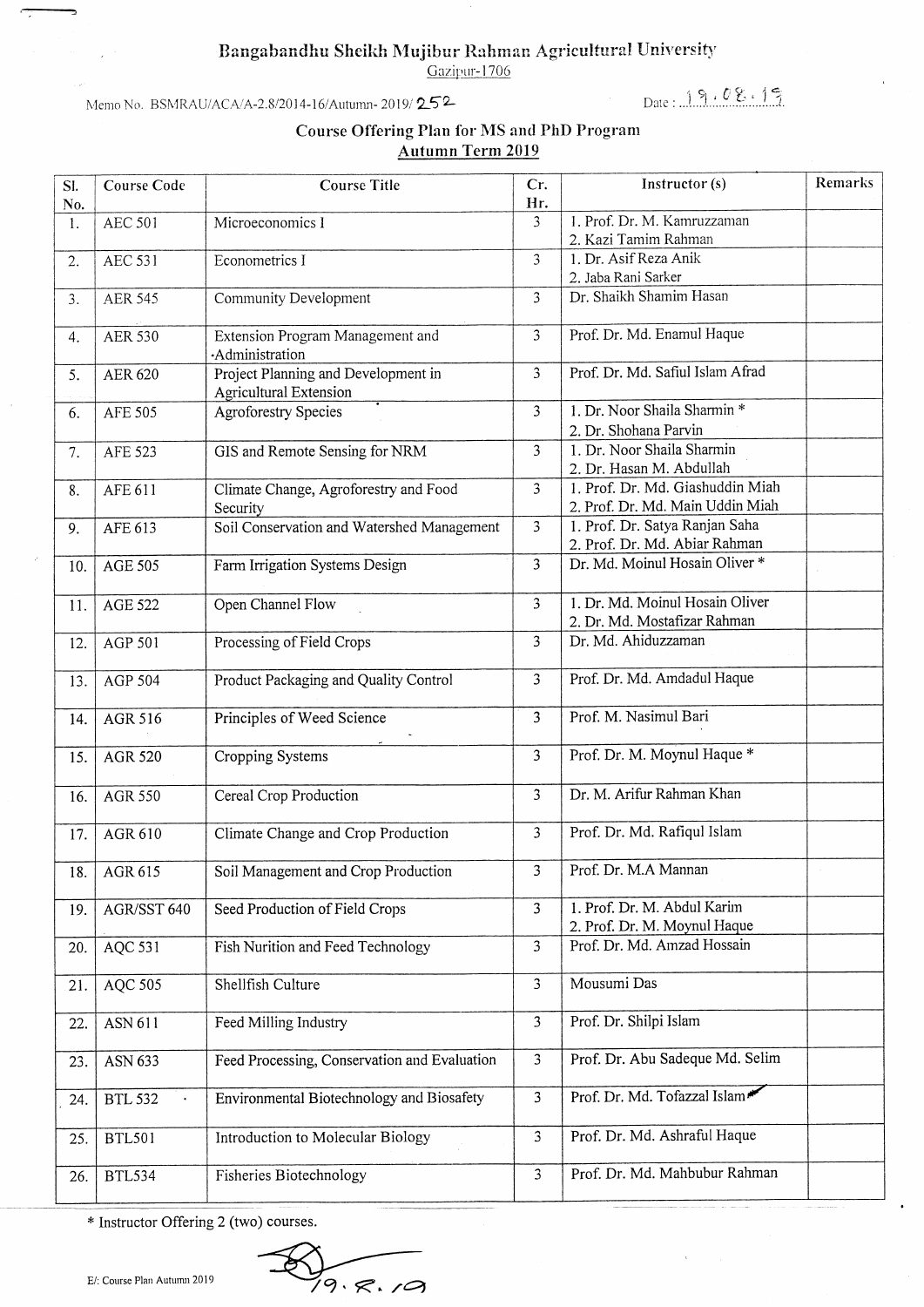# Bangabandhu Sheikh Mujibur Rahman Agricultural University

Gazipur-1706

Memo No. BSMRAU/ACA/A-2.8/2014-16/Autumn- 2019/ 252

Date : 19.08.19

## Course Offering Plan for MS and PhD Program

### Autumn Term 2019

| Sl. No. | Course Code | Course Title | Cr. Hr. | Instructor (s) | Remarks |
|---|---|---|---|---|---|
| 1. | AEC 501 | Microeconomics I | 3 | 1. Prof. Dr. M. Kamruzzaman<br>2. Kazi Tamim Rahman | |
| 2. | AEC 531 | Econometrics I | 3 | 1. Dr. Asif Reza Anik<br>2. Jaba Rani Sarker | |
| 3. | AER 545 | Community Development | 3 | Dr. Shaikh Shamim Hasan | |
| 4. | AER 530 | Extension Program Management and Administration | 3 | Prof. Dr. Md. Enamul Haque | |
| 5. | AER 620 | Project Planning and Development in Agricultural Extension | 3 | Prof. Dr. Md. Safiul Islam Afrad | |
| 6. | AFE 505 | Agroforestry Species | 3 | 1. Dr. Noor Shaila Sharmin *<br>2. Dr. Shohana Parvin | |
| 7. | AFE 523 | GIS and Remote Sensing for NRM | 3 | 1. Dr. Noor Shaila Sharmin<br>2. Dr. Hasan M. Abdullah | |
| 8. | AFE 611 | Climate Change, Agroforestry and Food Security | 3 | 1. Prof. Dr. Md. Giashuddin Miah<br>2. Prof. Dr. Md. Main Uddin Miah | |
| 9. | AFE 613 | Soil Conservation and Watershed Management | 3 | 1. Prof. Dr. Satya Ranjan Saha<br>2. Prof. Dr. Md. Abiar Rahman | |
| 10. | AGE 505 | Farm Irrigation Systems Design | 3 | Dr. Md. Moinul Hosain Oliver * | |
| 11. | AGE 522 | Open Channel Flow | 3 | 1. Dr. Md. Moinul Hosain Oliver<br>2. Dr. Md. Mostafizar Rahman | |
| 12. | AGP 501 | Processing of Field Crops | 3 | Dr. Md. Ahiduzzaman | |
| 13. | AGP 504 | Product Packaging and Quality Control | 3 | Prof. Dr. Md. Amdadul Haque | |
| 14. | AGR 516 | Principles of Weed Science | 3 | Prof. M. Nasimul Bari | |
| 15. | AGR 520 | Cropping Systems | 3 | Prof. Dr. M. Moynul Haque * | |
| 16. | AGR 550 | Cereal Crop Production | 3 | Dr. M. Arifur Rahman Khan | |
| 17. | AGR 610 | Climate Change and Crop Production | 3 | Prof. Dr. Md. Rafiqul Islam | |
| 18. | AGR 615 | Soil Management and Crop Production | 3 | Prof. Dr. M.A Mannan | |
| 19. | AGR/SST 640 | Seed Production of Field Crops | 3 | 1. Prof. Dr. M. Abdul Karim<br>2. Prof. Dr. M. Moynul Haque | |
| 20. | AQC 531 | Fish Nurition and Feed Technology | 3 | Prof. Dr. Md. Amzad Hossain | |
| 21. | AQC 505 | Shellfish Culture | 3 | Mousumi Das | |
| 22. | ASN 611 | Feed Milling Industry | 3 | Prof. Dr. Shilpi Islam | |
| 23. | ASN 633 | Feed Processing, Conservation and Evaluation | 3 | Prof. Dr. Abu Sadeque Md. Selim | |
| 24. | BTL 532 | Environmental Biotechnology and Biosafety | 3 | Prof. Dr. Md. Tofazzal Islam* | |
| 25. | BTL501 | Introduction to Molecular Biology | 3 | Prof. Dr. Md. Ashraful Haque | |
| 26. | BTL534 | Fisheries Biotechnology | 3 | Prof. Dr. Md. Mahbubur Rahman | |

\* Instructor Offering 2 (two) courses.

19.8.19

E/: Course Plan Autumn 2019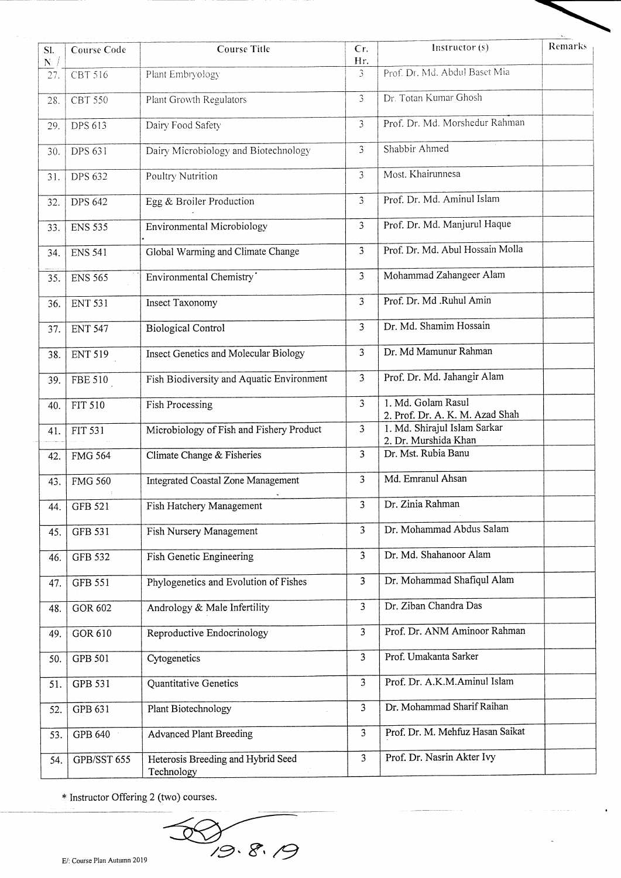| Sl. N | Course Code | Course Title | Cr. Hr. | Instructor (s) | Remarks |
|---|---|---|---|---|---|
| 27. | CBT 516 | Plant Embryology | 3 | Prof. Dr. Md. Abdul Baset Mia | |
| 28. | CBT 550 | Plant Growth Regulators | 3 | Dr. Totan Kumar Ghosh | |
| 29. | DPS 613 | Dairy Food Safety | 3 | Prof. Dr. Md. Morshedur Rahman | |
| 30. | DPS 631 | Dairy Microbiology and Biotechnology | 3 | Shabbir Ahmed | |
| 31. | DPS 632 | Poultry Nutrition | 3 | Most. Khairunnesa | |
| 32. | DPS 642 | Egg & Broiler Production | 3 | Prof. Dr. Md. Aminul Islam | |
| 33. | ENS 535 | Environmental Microbiology | 3 | Prof. Dr. Md. Manjurul Haque | |
| 34. | ENS 541 | Global Warming and Climate Change | 3 | Prof. Dr. Md. Abul Hossain Molla | |
| 35. | ENS 565 | Environmental Chemistry* | 3 | Mohammad Zahangeer Alam | |
| 36. | ENT 531 | Insect Taxonomy | 3 | Prof. Dr. Md .Ruhul Amin | |
| 37. | ENT 547 | Biological Control | 3 | Dr. Md. Shamim Hossain | |
| 38. | ENT 519 | Insect Genetics and Molecular Biology | 3 | Dr. Md Mamunur Rahman | |
| 39. | FBE 510 | Fish Biodiversity and Aquatic Environment | 3 | Prof. Dr. Md. Jahangir Alam | |
| 40. | FIT 510 | Fish Processing | 3 | 1. Md. Golam Rasul<br>2. Prof. Dr. A. K. M. Azad Shah | |
| 41. | FIT 531 | Microbiology of Fish and Fishery Product | 3 | 1. Md. Shirajul Islam Sarkar<br>2. Dr. Murshida Khan | |
| 42. | FMG 564 | Climate Change & Fisheries | 3 | Dr. Mst. Rubia Banu | |
| 43. | FMG 560 | Integrated Coastal Zone Management | 3 | Md. Emranul Ahsan | |
| 44. | GFB 521 | Fish Hatchery Management | 3 | Dr. Zinia Rahman | |
| 45. | GFB 531 | Fish Nursery Management | 3 | Dr. Mohammad Abdus Salam | |
| 46. | GFB 532 | Fish Genetic Engineering | 3 | Dr. Md. Shahanoor Alam | |
| 47. | GFB 551 | Phylogenetics and Evolution of Fishes | 3 | Dr. Mohammad Shafiqul Alam | |
| 48. | GOR 602 | Andrology & Male Infertility | 3 | Dr. Ziban Chandra Das | |
| 49. | GOR 610 | Reproductive Endocrinology | 3 | Prof. Dr. ANM Aminoor Rahman | |
| 50. | GPB 501 | Cytogenetics | 3 | Prof. Umakanta Sarker | |
| 51. | GPB 531 | Quantitative Genetics | 3 | Prof. Dr. A.K.M.Aminul Islam | |
| 52. | GPB 631 | Plant Biotechnology | 3 | Dr. Mohammad Sharif Raihan | |
| 53. | GPB 640 | Advanced Plant Breeding | 3 | Prof. Dr. M. Mehfuz Hasan Saikat | |
| 54. | GPB/SST 655 | Heterosis Breeding and Hybrid Seed Technology | 3 | Prof. Dr. Nasrin Akter Ivy | |

* Instructor Offering 2 (two) courses.

19.8.19

E/: Course Plan Autumn 2019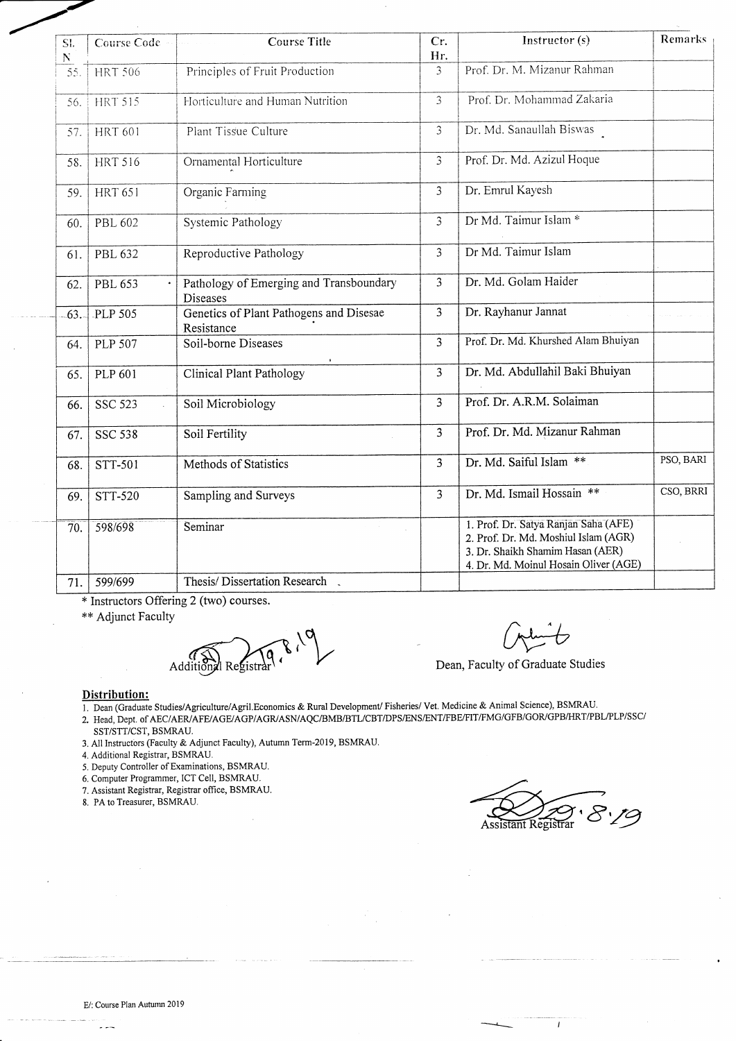| Sl. N | Course Code | Course Title | Cr. Hr. | Instructor (s) | Remarks |
|---|---|---|---|---|---|
| 55. | HRT 506 | Principles of Fruit Production | 3 | Prof. Dr. M. Mizanur Rahman | |
| 56. | HRT 515 | Horticulture and Human Nutrition | 3 | Prof. Dr. Mohammad Zakaria | |
| 57. | HRT 601 | Plant Tissue Culture | 3 | Dr. Md. Sanaullah Biswas | |
| 58. | HRT 516 | Ornamental Horticulture | 3 | Prof. Dr. Md. Azizul Hoque | |
| 59. | HRT 651 | Organic Farming | 3 | Dr. Emrul Kayesh | |
| 60. | PBL 602 | Systemic Pathology | 3 | Dr Md. Taimur Islam * | |
| 61. | PBL 632 | Reproductive Pathology | 3 | Dr Md. Taimur Islam | |
| 62. | PBL 653 | Pathology of Emerging and Transboundary Diseases | 3 | Dr. Md. Golam Haider | |
| 63. | PLP 505 | Genetics of Plant Pathogens and Disesae Resistance | 3 | Dr. Rayhanur Jannat | |
| 64. | PLP 507 | Soil-borne Diseases | 3 | Prof. Dr. Md. Khurshed Alam Bhuiyan | |
| 65. | PLP 601 | Clinical Plant Pathology | 3 | Dr. Md. Abdullahil Baki Bhuiyan | |
| 66. | SSC 523 | Soil Microbiology | 3 | Prof. Dr. A.R.M. Solaiman | |
| 67. | SSC 538 | Soil Fertility | 3 | Prof. Dr. Md. Mizanur Rahman | |
| 68. | STT-501 | Methods of Statistics | 3 | Dr. Md. Saiful Islam ** | PSO, BARI |
| 69. | STT-520 | Sampling and Surveys | 3 | Dr. Md. Ismail Hossain ** | CSO, BRRI |
| 70. | 598/698 | Seminar | | 1. Prof. Dr. Satya Ranjan Saha (AFE) 2. Prof. Dr. Md. Moshiul Islam (AGR) 3. Dr. Shaikh Shamim Hasan (AER) 4. Dr. Md. Moinul Hosain Oliver (AGE) | |
| 71. | 599/699 | Thesis/ Dissertation Research | | | |

\* Instructors Offering 2 (two) courses.

** Adjunct Faculty

19.8.19
Additional Registrar

Dean, Faculty of Graduate Studies

**Distribution:**

1. Dean (Graduate Studies/Agriculture/Agril.Economics & Rural Development/ Fisheries/ Vet. Medicine & Animal Science), BSMRAU.
2. Head, Dept. of AEC/AER/AFE/AGE/AGP/AGR/ASN/AQC/BMB/BTL/CBT/DPS/ENS/ENT/FBE/FIT/FMG/GFB/GOR/GPB/HRT/PBL/PLP/SSC/SST/STT/CST, BSMRAU.
3. All Instructors (Faculty & Adjunct Faculty), Autumn Term-2019, BSMRAU.
4. Additional Registrar, BSMRAU.
5. Deputy Controller of Examinations, BSMRAU.
6. Computer Programmer, ICT Cell, BSMRAU.
7. Assistant Registrar, Registrar office, BSMRAU.
8. PA to Treasurer, BSMRAU.

29.8.19
Assistant Registrar

E/: Course Plan Autumn 2019